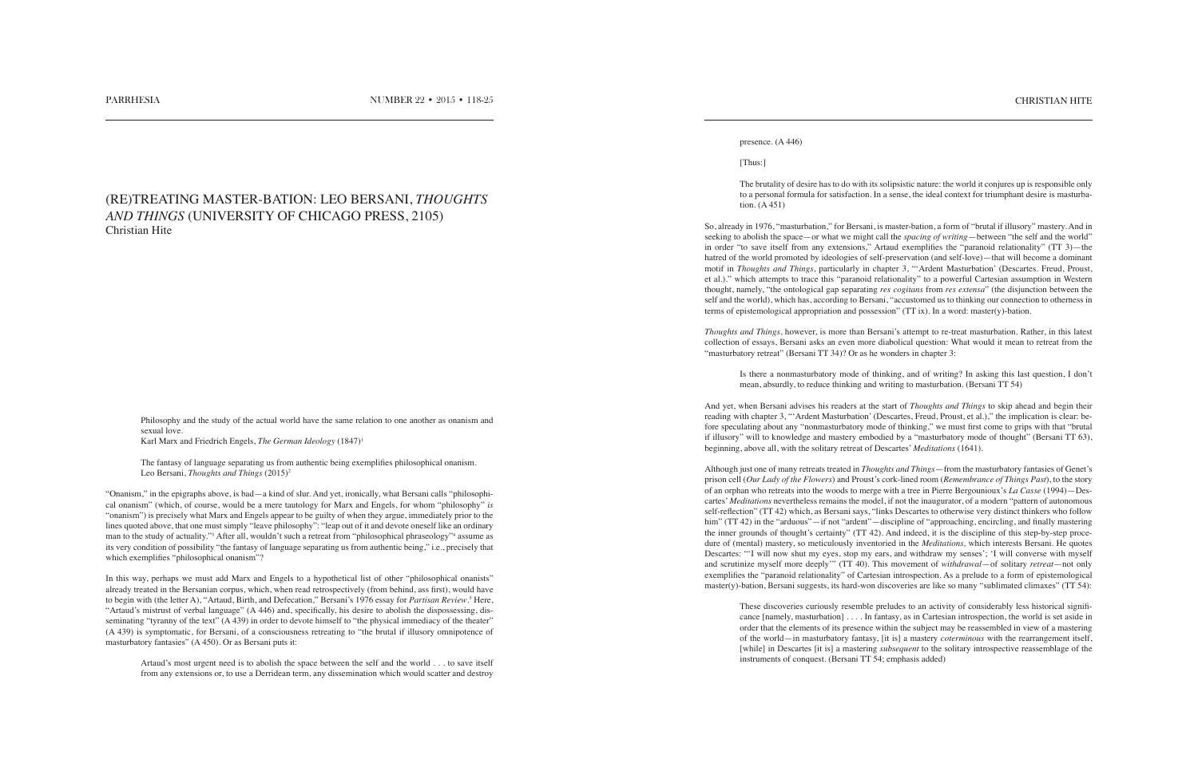# (RE)TREATING MASTER-BATION: LEO BERSANI, *THOUGHTS AND THINGS* (UNIVERSITY OF CHICAGO PRESS, 2105)

Christian Hite

> Philosophy and the study of the actual world have the same relation to one another as onanism and sexual love.
> Karl Marx and Friedrich Engels, *The German Ideology* (1847)[1]

> The fantasy of language separating us from authentic being exemplifies philosophical onanism.
> Leo Bersani, *Thoughts and Things* (2015)[2]

"Onanism," in the epigraphs above, is bad—a kind of slur. And yet, ironically, what Bersani calls "philosophical onanism" (which, of course, would be a mere tautology for Marx and Engels, for whom "philosophy" *is* "onanism") is precisely what Marx and Engels appear to be guilty of when they argue, immediately prior to the lines quoted above, that one must simply "leave philosophy": "leap out of it and devote oneself like an ordinary man to the study of actuality."[3] After all, wouldn't such a retreat from "philosophical phraseology"[4] assume as its very condition of possibility "the fantasy of language separating us from authentic being," i.e., precisely that which exemplifies "philosophical onanism"?

In this way, perhaps we must add Marx and Engels to a hypothetical list of other "philosophical onanists" already treated in the Bersanian corpus, which, when read retrospectively (from behind, ass first), would have to begin with (the letter A), "Artaud, Birth, and Defecation," Bersani's 1976 essay for *Partisan Review*.[5] Here, "Artaud's mistrust of verbal language" (A 446) and, specifically, his desire to abolish the dispossessing, disseminating "tyranny of the text" (A 439) in order to devote himself to "the physical immediacy of the theater" (A 439) is symptomatic, for Bersani, of a consciousness retreating to "the brutal if illusory omnipotence of masturbatory fantasies" (A 450). Or as Bersani puts it:

> Artaud's most urgent need is to abolish the space between the self and the world . . . to save itself from any extensions or, to use a Derridean term, any dissemination which would scatter and destroy presence. (A 446)
>
> [Thus:]
>
> The brutality of desire has to do with its solipsistic nature: the world it conjures up is responsible only to a personal formula for satisfaction. In a sense, the ideal context for triumphant desire is masturbation. (A 451)

So, already in 1976, "masturbation," for Bersani, is master-bation, a form of "brutal if illusory" mastery. And in seeking to abolish the space—or what we might call the *spacing of writing*—between "the self and the world" in order "to save itself from any extensions," Artaud exemplifies the "paranoid relationality" (TT 3)—the hatred of the world promoted by ideologies of self-preservation (and self-love)—that will become a dominant motif in *Thoughts and Things*, particularly in chapter 3, "'Ardent Masturbation' (Descartes. Freud, Proust, et al.)." which attempts to trace this "paranoid relationality" to a powerful Cartesian assumption in Western thought, namely, "the ontological gap separating *res cogitans* from *res extensa*" (the disjunction between the self and the world), which has, according to Bersani, "accustomed us to thinking our connection to otherness in terms of epistemological appropriation and possession" (TT ix). In a word: master(y)-bation.

*Thoughts and Things*, however, is more than Bersani's attempt to re-treat masturbation. Rather, in this latest collection of essays, Bersani asks an even more diabolical question: What would it mean to retreat from the "masturbatory retreat" (Bersani TT 34)? Or as he wonders in chapter 3:

> Is there a nonmasturbatory mode of thinking, and of writing? In asking this last question, I don't mean, absurdly, to reduce thinking and writing to masturbation. (Bersani TT 54)

And yet, when Bersani advises his readers at the start of *Thoughts and Things* to skip ahead and begin their reading with chapter 3, "'Ardent Masturbation' (Descartes, Freud, Proust, et al.)," the implication is clear: before speculating about any "nonmasturbatory mode of thinking," we must first come to grips with that "brutal if illusory" will to knowledge and mastery embodied by a "masturbatory mode of thought" (Bersani TT 63), beginning, above all, with the solitary retreat of Descartes' *Meditations* (1641).

Although just one of many retreats treated in *Thoughts and Things*—from the masturbatory fantasies of Genet's prison cell (*Our Lady of the Flowers*) and Proust's cork-lined room (*Remembrance of Things Past*), to the story of an orphan who retreats into the woods to merge with a tree in Pierre Bergounioux's *La Casse* (1994)—Descartes' *Meditations* nevertheless remains the model, if not the inaugurator, of a modern "pattern of autonomous self-reflection" (TT 42) which, as Bersani says, "links Descartes to otherwise very distinct thinkers who follow him" (TT 42) in the "arduous"—if not "ardent"—discipline of "approaching, encircling, and finally mastering the inner grounds of thought's certainty" (TT 42). And indeed, it is the discipline of this step-by-step procedure of (mental) mastery, so meticulously inventoried in the *Meditations*, which interests Bersani. He quotes Descartes: "'I will now shut my eyes, stop my ears, and withdraw my senses'; 'I will converse with myself and scrutinize myself more deeply'" (TT 40). This movement of *withdrawal*—of solitary *retreat*—not only exemplifies the "paranoid relationality" of Cartesian introspection. As a prelude to a form of epistemological master(y)-bation, Bersani suggests, its hard-won discoveries are like so many "sublimated climaxes" (TT 54):

> These discoveries curiously resemble preludes to an activity of considerably less historical significance [namely, masturbation] . . . . In fantasy, as in Cartesian introspection, the world is set aside in order that the elements of its presence within the subject may be reassembled in view of a mastering of the world—in masturbatory fantasy, [it is] a mastery *coterminous* with the rearrangement itself, [while] in Descartes [it is] a mastering *subsequent* to the solitary introspective reassemblage of the instruments of conquest. (Bersani TT 54; emphasis added)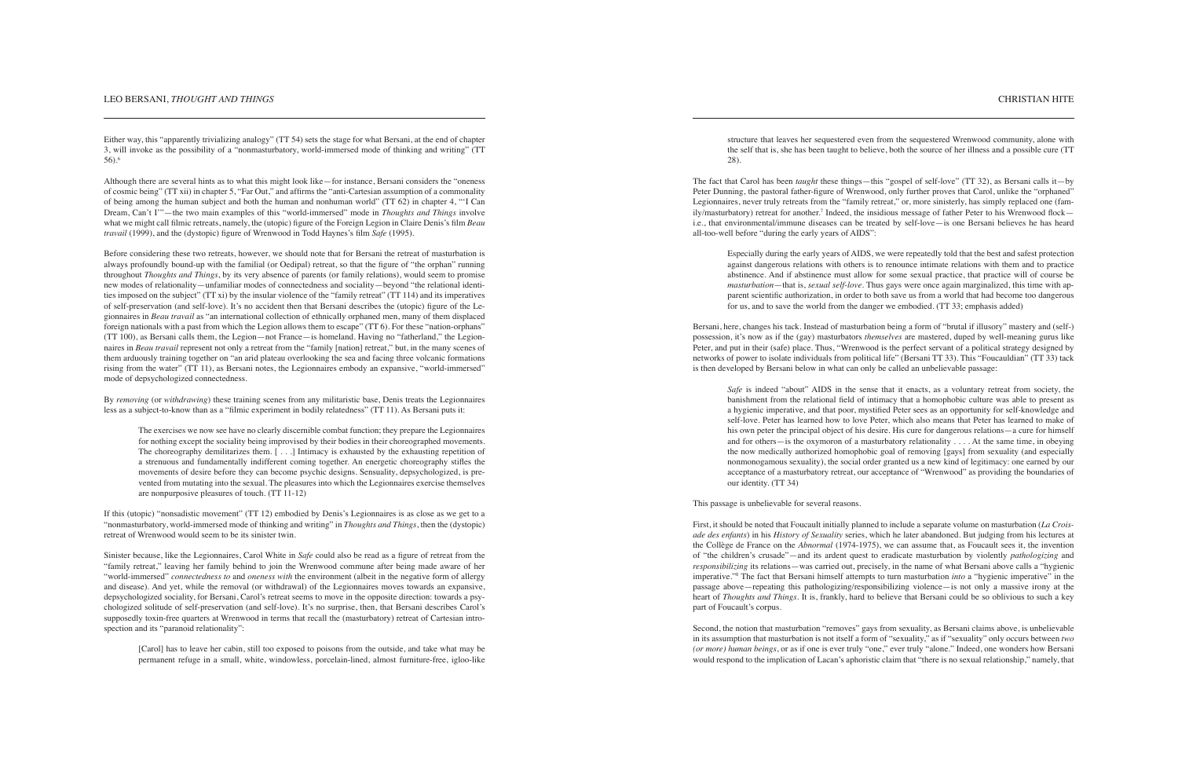Either way, this "apparently trivializing analogy" (TT 54) sets the stage for what Bersani, at the end of chapter 3, will invoke as the possibility of a "nonmasturbatory, world-immersed mode of thinking and writing" (TT 56).[6]

Although there are several hints as to what this might look like—for instance, Bersani considers the "oneness of cosmic being" (TT xii) in chapter 5, "Far Out," and affirms the "anti-Cartesian assumption of a commonality of being among the human subject and both the human and nonhuman world" (TT 62) in chapter 4, "'I Can Dream, Can't I'"—the two main examples of this "world-immersed" mode in *Thoughts and Things* involve what we might call filmic retreats, namely, the (utopic) figure of the Foreign Legion in Claire Denis's film *Beau travail* (1999), and the (dystopic) figure of Wrenwood in Todd Haynes's film *Safe* (1995).

Before considering these two retreats, however, we should note that for Bersani the retreat of masturbation is always profoundly bound-up with the familial (or Oedipal) retreat, so that the figure of "the orphan" running throughout *Thoughts and Things*, by its very absence of parents (or family relations), would seem to promise new modes of relationality—unfamiliar modes of connectedness and sociality—beyond "the relational identities imposed on the subject" (TT xi) by the insular violence of the "family retreat" (TT 114) and its imperatives of self-preservation (and self-love). It's no accident then that Bersani describes the (utopic) figure of the Legionnaires in *Beau travail* as "an international collection of ethnically orphaned men, many of them displaced foreign nationals with a past from which the Legion allows them to escape" (TT 6). For these "nation-orphans" (TT 100), as Bersani calls them, the Legion—not France—is homeland. Having no "fatherland," the Legionnaires in *Beau travail* represent not only a retreat from the "family [nation] retreat," but, in the many scenes of them arduously training together on "an arid plateau overlooking the sea and facing three volcanic formations rising from the water" (TT 11), as Bersani notes, the Legionnaires embody an expansive, "world-immersed" mode of depsychologized connectedness.

By *removing* (or *withdrawing*) these training scenes from any militaristic base, Denis treats the Legionnaires less as a subject-to-know than as a "filmic experiment in bodily relatedness" (TT 11). As Bersani puts it:

> The exercises we now see have no clearly discernible combat function; they prepare the Legionnaires for nothing except the sociality being improvised by their bodies in their choreographed movements. The choreography demilitarizes them. [ . . .] Intimacy is exhausted by the exhausting repetition of a strenuous and fundamentally indifferent coming together. An energetic choreography stifles the movements of desire before they can become psychic designs. Sensuality, depsychologized, is prevented from mutating into the sexual. The pleasures into which the Legionnaires exercise themselves are nonpurposive pleasures of touch. (TT 11-12)

If this (utopic) "nonsadistic movement" (TT 12) embodied by Denis's Legionnaires is as close as we get to a "nonmasturbatory, world-immersed mode of thinking and writing" in *Thoughts and Things*, then the (dystopic) retreat of Wrenwood would seem to be its sinister twin.

Sinister because, like the Legionnaires, Carol White in *Safe* could also be read as a figure of retreat from the "family retreat," leaving her family behind to join the Wrenwood commune after being made aware of her "world-immersed" *connectedness to* and *oneness with* the environment (albeit in the negative form of allergy and disease). And yet, while the removal (or withdrawal) of the Legionnaires moves towards an expansive, depsychologized sociality, for Bersani, Carol's retreat seems to move in the opposite direction: towards a psychologized solitude of self-preservation (and self-love). It's no surprise, then, that Bersani describes Carol's supposedly toxin-free quarters at Wrenwood in terms that recall the (masturbatory) retreat of Cartesian introspection and its "paranoid relationality":

> [Carol] has to leave her cabin, still too exposed to poisons from the outside, and take what may be permanent refuge in a small, white, windowless, porcelain-lined, almost furniture-free, igloo-like structure that leaves her sequestered even from the sequestered Wrenwood community, alone with the self that is, she has been taught to believe, both the source of her illness and a possible cure (TT 28).

The fact that Carol has been *taught* these things—this "gospel of self-love" (TT 32), as Bersani calls it—by Peter Dunning, the pastoral father-figure of Wrenwood, only further proves that Carol, unlike the "orphaned" Legionnaires, never truly retreats from the "family retreat," or, more sinisterly, has simply replaced one (family/masturbatory) retreat for another.[7] Indeed, the insidious message of father Peter to his Wrenwood flock—i.e., that environmental/immune diseases can be treated by self-love—is one Bersani believes he has heard all-too-well before "during the early years of AIDS":

> Especially during the early years of AIDS, we were repeatedly told that the best and safest protection against dangerous relations with others is to renounce intimate relations with them and to practice abstinence. And if abstinence must allow for some sexual practice, that practice will of course be *masturbation*—that is, *sexual self-love*. Thus gays were once again marginalized, this time with apparent scientific authorization, in order to both save us from a world that had become too dangerous for us, and to save the world from the danger we embodied. (TT 33; emphasis added)

Bersani, here, changes his tack. Instead of masturbation being a form of "brutal if illusory" mastery and (self-) possession, it's now as if the (gay) masturbators *themselves* are mastered, duped by well-meaning gurus like Peter, and put in their (safe) place. Thus, "Wrenwood is the perfect servant of a political strategy designed by networks of power to isolate individuals from political life" (Bersani TT 33). This "Foucauldian" (TT 33) tack is then developed by Bersani below in what can only be called an unbelievable passage:

> *Safe* is indeed "about" AIDS in the sense that it enacts, as a voluntary retreat from society, the banishment from the relational field of intimacy that a homophobic culture was able to present as a hygienic imperative, and that poor, mystified Peter sees as an opportunity for self-knowledge and self-love. Peter has learned how to love Peter, which also means that Peter has learned to make of his own peter the principal object of his desire. His cure for dangerous relations—a cure for himself and for others—is the oxymoron of a masturbatory relationality . . . . At the same time, in obeying the now medically authorized homophobic goal of removing [gays] from sexuality (and especially nonmonogamous sexuality), the social order granted us a new kind of legitimacy: one earned by our acceptance of a masturbatory retreat, our acceptance of "Wrenwood" as providing the boundaries of our identity. (TT 34)

This passage is unbelievable for several reasons.

First, it should be noted that Foucault initially planned to include a separate volume on masturbation (*La Croisade des enfants*) in his *History of Sexuality* series, which he later abandoned. But judging from his lectures at the Collège de France on the *Abnormal* (1974-1975), we can assume that, as Foucault sees it, the invention of "the children's crusade"—and its ardent quest to eradicate masturbation by violently *pathologizing* and *responsibilizing* its relations—was carried out, precisely, in the name of what Bersani above calls a "hygienic imperative."[8] The fact that Bersani himself attempts to turn masturbation *into* a "hygienic imperative" in the passage above—repeating this pathologizing/responsibilizing violence—is not only a massive irony at the heart of *Thoughts and Things*. It is, frankly, hard to believe that Bersani could be so oblivious to such a key part of Foucault's corpus.

Second, the notion that masturbation "removes" gays from sexuality, as Bersani claims above, is unbelievable in its assumption that masturbation is not itself a form of "sexuality," as if "sexuality" only occurs between *two (or more) human beings*, or as if one is ever truly "one," ever truly "alone." Indeed, one wonders how Bersani would respond to the implication of Lacan's aphoristic claim that "there is no sexual relationship," namely, that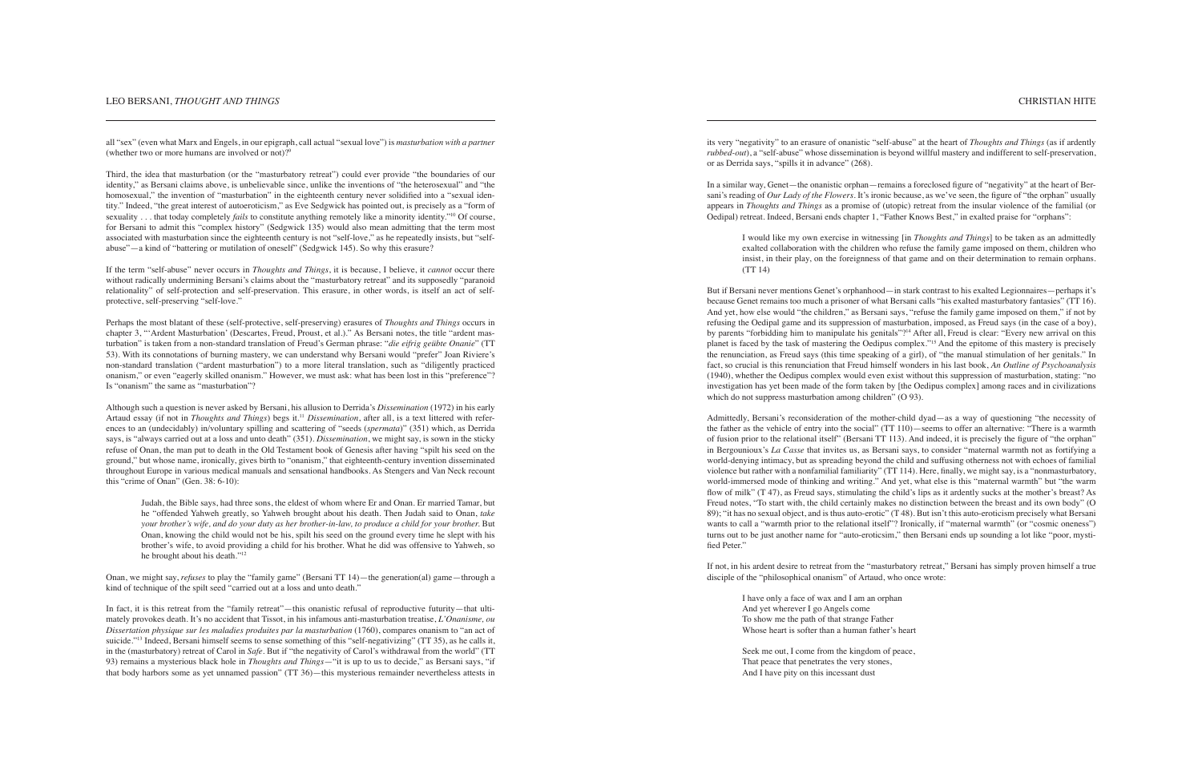all "sex" (even what Marx and Engels, in our epigraph, call actual "sexual love") is *masturbation with a partner* (whether two or more humans are involved or not)?[9]

Third, the idea that masturbation (or the "masturbatory retreat") could ever provide "the boundaries of our identity," as Bersani claims above, is unbelievable since, unlike the inventions of "the heterosexual" and "the homosexual," the invention of "masturbation" in the eighteenth century never solidified into a "sexual identity." Indeed, "the great interest of autoeroticism," as Eve Sedgwick has pointed out, is precisely as a "form of sexuality . . . that today completely *fails* to constitute anything remotely like a minority identity."[10] Of course, for Bersani to admit this "complex history" (Sedgwick 135) would also mean admitting that the term most associated with masturbation since the eighteenth century is not "self-love," as he repeatedly insists, but "self-abuse"—a kind of "battering or mutilation of oneself" (Sedgwick 145). So why this erasure?

If the term "self-abuse" never occurs in *Thoughts and Things*, it is because, I believe, it *cannot* occur there without radically undermining Bersani's claims about the "masturbatory retreat" and its supposedly "paranoid relationality" of self-protection and self-preservation. This erasure, in other words, is itself an act of self-protective, self-preserving "self-love."

Perhaps the most blatant of these (self-protective, self-preserving) erasures of *Thoughts and Things* occurs in chapter 3, "'Ardent Masturbation' (Descartes, Freud, Proust, et al.)." As Bersani notes, the title "ardent masturbation" is taken from a non-standard translation of Freud's German phrase: "*die eifrig geübte Onanie*" (TT 53). With its connotations of burning mastery, we can understand why Bersani would "prefer" Joan Riviere's non-standard translation ("ardent masturbation") to a more literal translation, such as "diligently practiced onanism," or even "eagerly skilled onanism." However, we must ask: what has been lost in this "preference"? Is "onanism" the same as "masturbation"?

Although such a question is never asked by Bersani, his allusion to Derrida's *Dissemination* (1972) in his early Artaud essay (if not in *Thoughts and Things*) begs it.[11] *Dissemination*, after all, is a text littered with references to an (undecidably) in/voluntary spilling and scattering of "seeds (*spermata*)" (351) which, as Derrida says, is "always carried out at a loss and unto death" (351). *Dissemination*, we might say, is sown in the sticky refuse of Onan, the man put to death in the Old Testament book of Genesis after having "spilt his seed on the ground," but whose name, ironically, gives birth to "onanism," that eighteenth-century invention disseminated throughout Europe in various medical manuals and sensational handbooks. As Stengers and Van Neck recount this "crime of Onan" (Gen. 38: 6-10):

> Judah, the Bible says, had three sons, the eldest of whom where Er and Onan. Er married Tamar, but he "offended Yahweh greatly, so Yahweh brought about his death. Then Judah said to Onan, *take your brother's wife, and do your duty as her brother-in-law, to produce a child for your brother.* But Onan, knowing the child would not be his, spilt his seed on the ground every time he slept with his brother's wife, to avoid providing a child for his brother. What he did was offensive to Yahweh, so he brought about his death."[12]

Onan, we might say, *refuses* to play the "family game" (Bersani TT 14)—the generation(al) game—through a kind of technique of the spilt seed "carried out at a loss and unto death."

In fact, it is this retreat from the "family retreat"—this onanistic refusal of reproductive futurity—that ultimately provokes death. It's no accident that Tissot, in his infamous anti-masturbation treatise, *L'Onanisme, ou Dissertation physique sur les maladies produites par la masturbation* (1760), compares onanism to "an act of suicide."[13] Indeed, Bersani himself seems to sense something of this "self-negativizing" (TT 35), as he calls it, in the (masturbatory) retreat of Carol in *Safe*. But if "the negativity of Carol's withdrawal from the world" (TT 93) remains a mysterious black hole in *Thoughts and Things*—"it is up to us to decide," as Bersani says, "if that body harbors some as yet unnamed passion" (TT 36)—this mysterious remainder nevertheless attests in its very "negativity" to an erasure of onanistic "self-abuse" at the heart of *Thoughts and Things* (as if ardently *rubbed-out*), a "self-abuse" whose dissemination is beyond willful mastery and indifferent to self-preservation, or as Derrida says, "spills it in advance" (268).

In a similar way, Genet—the onanistic orphan—remains a foreclosed figure of "negativity" at the heart of Bersani's reading of *Our Lady of the Flowers*. It's ironic because, as we've seen, the figure of "the orphan" usually appears in *Thoughts and Things* as a promise of (utopic) retreat from the insular violence of the familial (or Oedipal) retreat. Indeed, Bersani ends chapter 1, "Father Knows Best," in exalted praise for "orphans":

> I would like my own exercise in witnessing [in *Thoughts and Things*] to be taken as an admittedly exalted collaboration with the children who refuse the family game imposed on them, children who insist, in their play, on the foreignness of that game and on their determination to remain orphans. (TT 14)

But if Bersani never mentions Genet's orphanhood—in stark contrast to his exalted Legionnaires—perhaps it's because Genet remains too much a prisoner of what Bersani calls "his exalted masturbatory fantasies" (TT 16). And yet, how else would "the children," as Bersani says, "refuse the family game imposed on them," if not by refusing the Oedipal game and its suppression of masturbation, imposed, as Freud says (in the case of a boy), by parents "forbidding him to manipulate his genitals"?[14] After all, Freud is clear: "Every new arrival on this planet is faced by the task of mastering the Oedipus complex."[15] And the epitome of this mastery is precisely the renunciation, as Freud says (this time speaking of a girl), of "the manual stimulation of her genitals." In fact, so crucial is this renunciation that Freud himself wonders in his last book, *An Outline of Psychoanalysis* (1940), whether the Oedipus complex would even exist without this suppression of masturbation, stating: "no investigation has yet been made of the form taken by [the Oedipus complex] among races and in civilizations which do not suppress masturbation among children" (O 93).

Admittedly, Bersani's reconsideration of the mother-child dyad—as a way of questioning "the necessity of the father as the vehicle of entry into the social" (TT 110)—seems to offer an alternative: "There is a warmth of fusion prior to the relational itself" (Bersani TT 113). And indeed, it is precisely the figure of "the orphan" in Bergounioux's *La Casse* that invites us, as Bersani says, to consider "maternal warmth not as fortifying a world-denying intimacy, but as spreading beyond the child and suffusing otherness not with echoes of familial violence but rather with a nonfamilial familiarity" (TT 114). Here, finally, we might say, is a "nonmasturbatory, world-immersed mode of thinking and writing." And yet, what else is this "maternal warmth" but "the warm flow of milk" (T 47), as Freud says, stimulating the child's lips as it ardently sucks at the mother's breast? As Freud notes, "To start with, the child certainly makes no distinction between the breast and its own body" (O 89); "it has no sexual object, and is thus auto-erotic" (T 48). But isn't this auto-eroticism precisely what Bersani wants to call a "warmth prior to the relational itself"? Ironically, if "maternal warmth" (or "cosmic oneness") turns out to be just another name for "auto-eroticsim," then Bersani ends up sounding a lot like "poor, mystified Peter."

If not, in his ardent desire to retreat from the "masturbatory retreat," Bersani has simply proven himself a true disciple of the "philosophical onanism" of Artaud, who once wrote:

> I have only a face of wax and I am an orphan
> And yet wherever I go Angels come
> To show me the path of that strange Father
> Whose heart is softer than a human father's heart
>
> Seek me out, I come from the kingdom of peace,
> That peace that penetrates the very stones,
> And I have pity on this incessant dust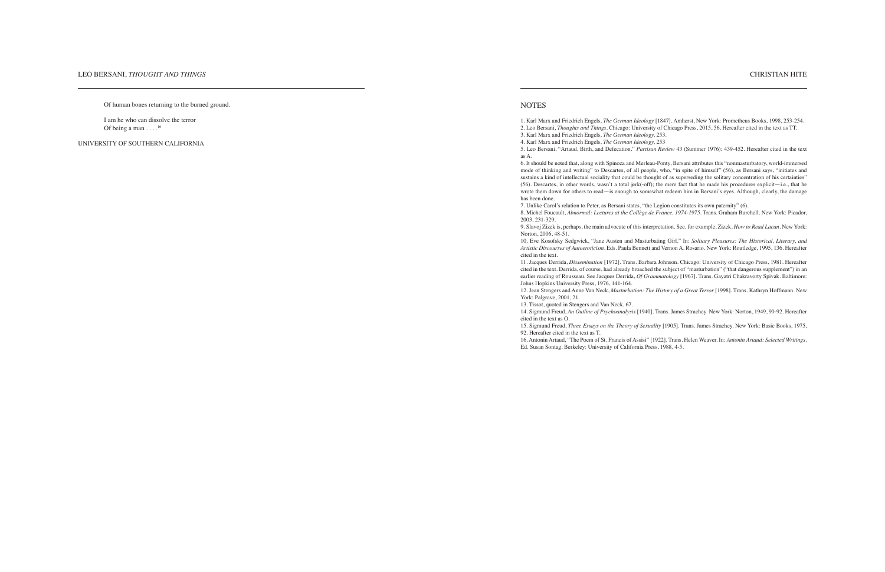Of human bones returning to the burned ground.

I am he who can dissolve the terror
Of being a man . . . .[16]

UNIVERSITY OF SOUTHERN CALIFORNIA

## NOTES

1. Karl Marx and Friedrich Engels, *The German Ideology* [1847]. Amherst, New York: Prometheus Books, 1998, 253-254.
2. Leo Bersani, *Thoughts and Things*. Chicago: University of Chicago Press, 2015, 56. Hereafter cited in the text as TT.
3. Karl Marx and Friedrich Engels, *The German Ideology*, 253.
4. Karl Marx and Friedrich Engels, *The German Ideology*, 253
5. Leo Bersani, "Artaud, Birth, and Defecation." *Partisan Review* 43 (Summer 1976): 439-452. Hereafter cited in the text as A.
6. It should be noted that, along with Spinoza and Merleau-Ponty, Bersani attributes this "nonmasturbatory, world-immersed mode of thinking and writing" to Descartes, of all people, who, "in spite of himself" (56), as Bersani says, "initiates and sustains a kind of intellectual sociality that could be thought of as superseding the solitary concentration of his certainties" (56). Descartes, in other words, wasn't a total jerk(-off); the mere fact that he made his procedures explicit—i.e., that he wrote them down for others to read—is enough to somewhat redeem him in Bersani's eyes. Although, clearly, the damage has been done.
7. Unlike Carol's relation to Peter, as Bersani states, "the Legion constitutes its own paternity" (6).
8. Michel Foucault, *Abnormal: Lectures at the Collège de France, 1974-1975*. Trans. Graham Burchell. New York: Picador, 2003, 231-329.
9. Slavoj Zizek is, perhaps, the main advocate of this interpretation. See, for example, Zizek, *How to Read Lacan*. New York: Norton, 2006, 48-51.
10. Eve Kosofsky Sedgwick, "Jane Austen and Masturbating Girl." In: *Solitary Pleasures: The Historical, Literary, and Artistic Discourses of Autoeroticism*. Eds. Paula Bennett and Vernon A. Rosario. New York: Routledge, 1995, 136. Hereafter cited in the text.
11. Jacques Derrida, *Dissemination* [1972]. Trans. Barbara Johnson. Chicago: University of Chicago Press, 1981. Hereafter cited in the text. Derrida, of course, had already broached the subject of "masturbation" ("that dangerous supplement") in an earlier reading of Rousseau. See Jacques Derrida, *Of Grammatology* [1967]. Trans. Gayatri Chakravorty Spivak. Baltimore: Johns Hopkins University Press, 1976, 141-164.
12. Jean Stengers and Anne Van Neck, *Masturbation: The History of a Great Terror* [1998]. Trans. Kathryn Hoffmann. New York: Palgrave, 2001, 21.
13. Tissot, quoted in Stengers and Van Neck, 67.
14. Sigmund Freud, *An Outline of Psychoanalysis* [1940]. Trans. James Strachey. New York: Norton, 1949, 90-92. Hereafter cited in the text as O.
15. Sigmund Freud, *Three Essays on the Theory of Sexuality* [1905]. Trans. James Strachey. New York: Basic Books, 1975, 92. Hereafter cited in the text as T.
16. Antonin Artaud, "The Poem of St. Francis of Assisi" [1922]. Trans. Helen Weaver. In: *Antonin Artaud: Selected Writings*. Ed. Susan Sontag. Berkeley: University of California Press, 1988, 4-5.